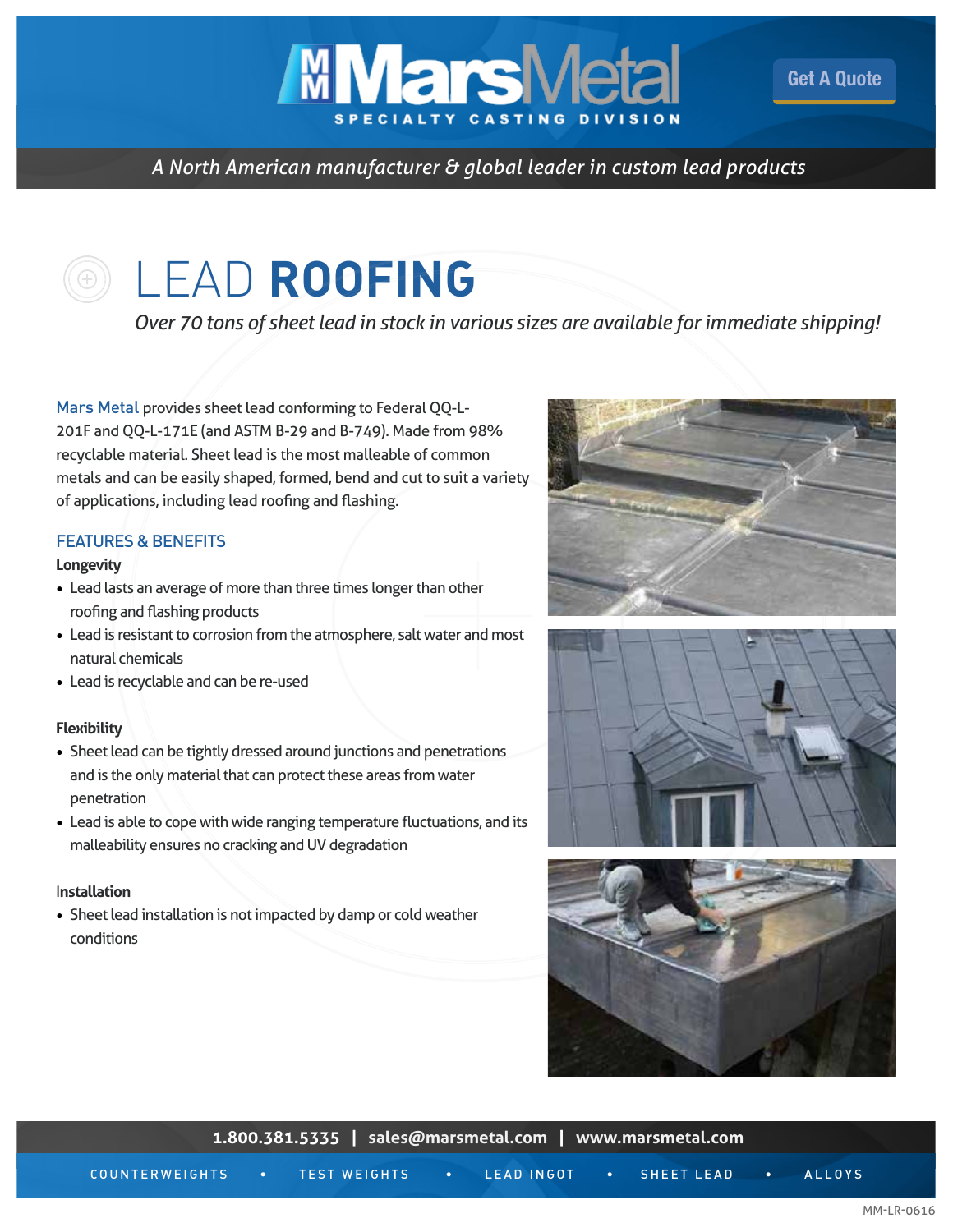# MarsMetal

SPECIALTY CASTING DIVISION

Get A Quote

*A North American manufacturer & global leader in custom lead products*

# LEAD **ROOFING**

*Over 70 tons of sheet lead in stock in various sizes are available for immediate shipping!*

Mars Metal provides sheet lead conforming to Federal QQ-L-201F and QQ-L-171E (and ASTM B-29 and B-749). Made from 98% recyclable material. Sheet lead is the most malleable of common metals and can be easily shaped, formed, bend and cut to suit a variety of applications, including lead roofing and flashing.

## FEATURES & BENEFITS

**Longevity**

- Lead lasts an average of more than three times longer than other roofing and flashing products
- Lead is resistant to corrosion from the atmosphere, salt water and most natural chemicals
- Lead is recyclable and can be re-used

**Flexibility**

- Sheet lead can be tightly dressed around junctions and penetrations and is the only material that can protect these areas from water penetration
- Lead is able to cope with wide ranging temperature fluctuations, and its malleability ensures no cracking and UV degradation

**Installation**

- Sheet lead installation is not impacted by damp or cold weather conditions

**1.800.381.5335 | sales@marsmetal.com | www.marsmetal.com**

COUNTERWEIGHTS • TEST WEIGHTS • LEAD INGOT • SHEET LEAD • ALLOYS

MM-LR-0616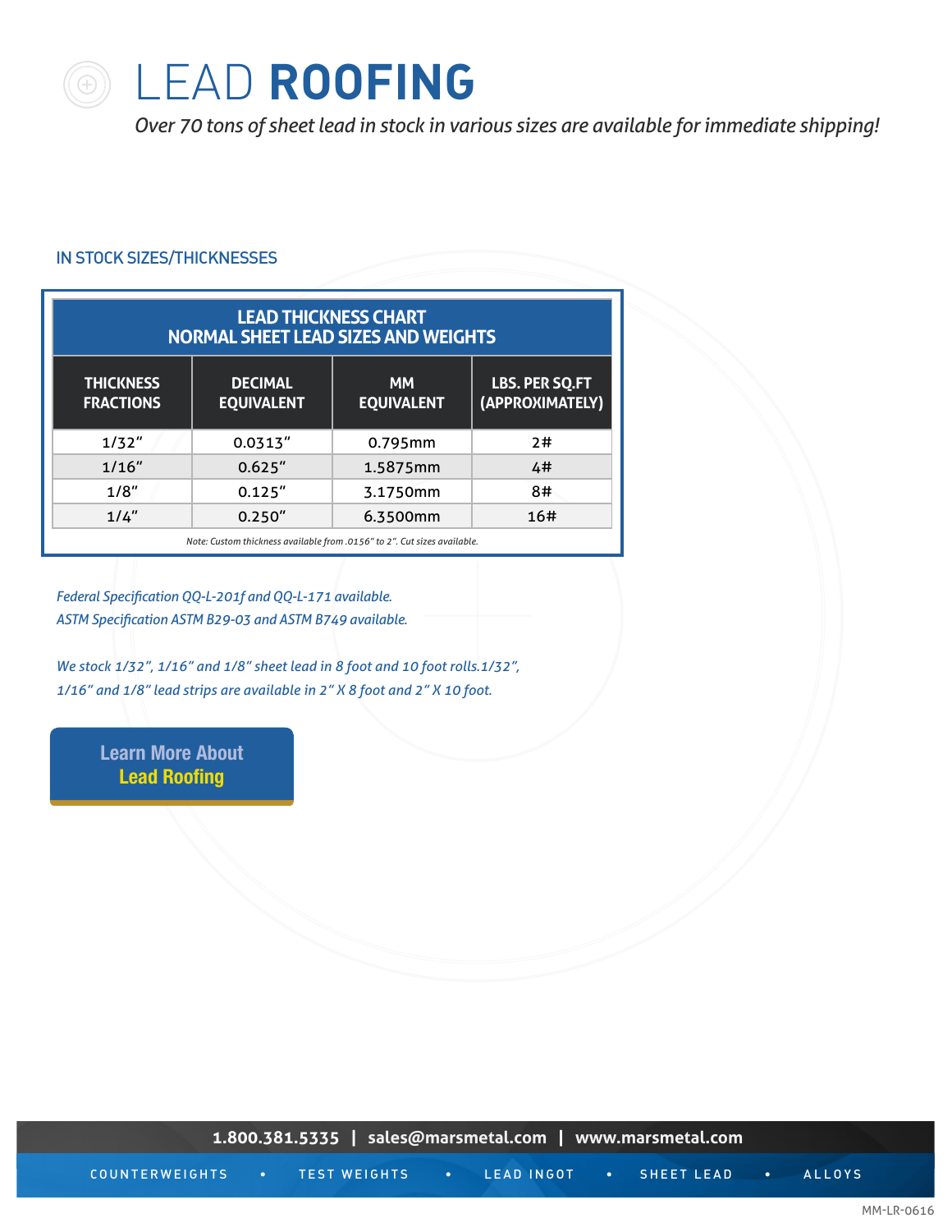# LEAD **ROOFING**

*Over 70 tons of sheet lead in stock in various sizes are available for immediate shipping!*

## IN STOCK SIZES/THICKNESSES

**LEAD THICKNESS CHART**
**NORMAL SHEET LEAD SIZES AND WEIGHTS**

| THICKNESS FRACTIONS | DECIMAL EQUIVALENT | MM EQUIVALENT | LBS. PER SQ.FT (APPROXIMATELY) |
|---|---|---|---|
| 1/32" | 0.0313" | 0.795mm | 2# |
| 1/16" | 0.625" | 1.5875mm | 4# |
| 1/8" | 0.125" | 3.1750mm | 8# |
| 1/4" | 0.250" | 6.3500mm | 16# |

*Note: Custom thickness available from .0156" to 2". Cut sizes available.*

*Federal Specification QQ-L-201f and QQ-L-171 available.*
*ASTM Specification ASTM B29-03 and ASTM B749 available.*

*We stock 1/32", 1/16" and 1/8" sheet lead in 8 foot and 10 foot rolls.1/32", 1/16" and 1/8" lead strips are available in 2" X 8 foot and 2" X 10 foot.*

**Learn More About Lead Roofing**

1.800.381.5335 | sales@marsmetal.com | www.marsmetal.com

COUNTERWEIGHTS • TEST WEIGHTS • LEAD INGOT • SHEET LEAD • ALLOYS

MM-LR-0616